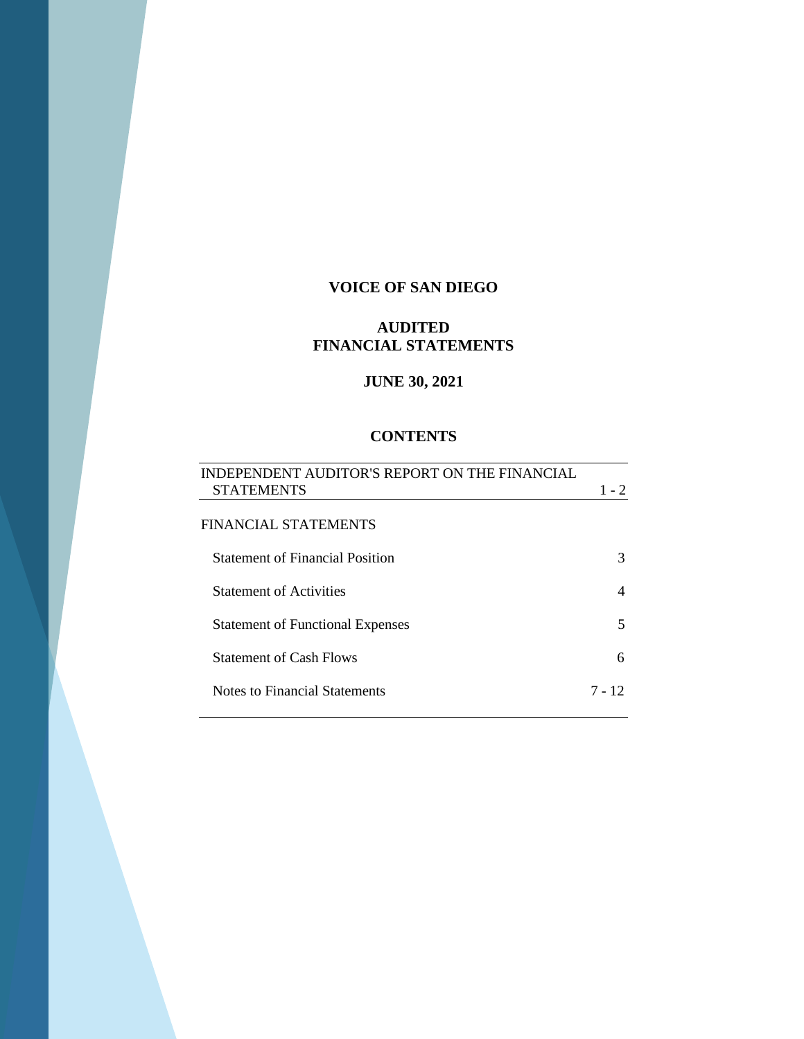# VOICE OF SAN DIEGO

## AUDITED FINANCIAL STATEMENTS

### JUNE 30, 2021

### CONTENTS

| | |
|---|---|
| INDEPENDENT AUDITOR'S REPORT ON THE FINANCIAL STATEMENTS | 1 - 2 |
| FINANCIAL STATEMENTS | |
| Statement of Financial Position | 3 |
| Statement of Activities | 4 |
| Statement of Functional Expenses | 5 |
| Statement of Cash Flows | 6 |
| Notes to Financial Statements | 7 - 12 |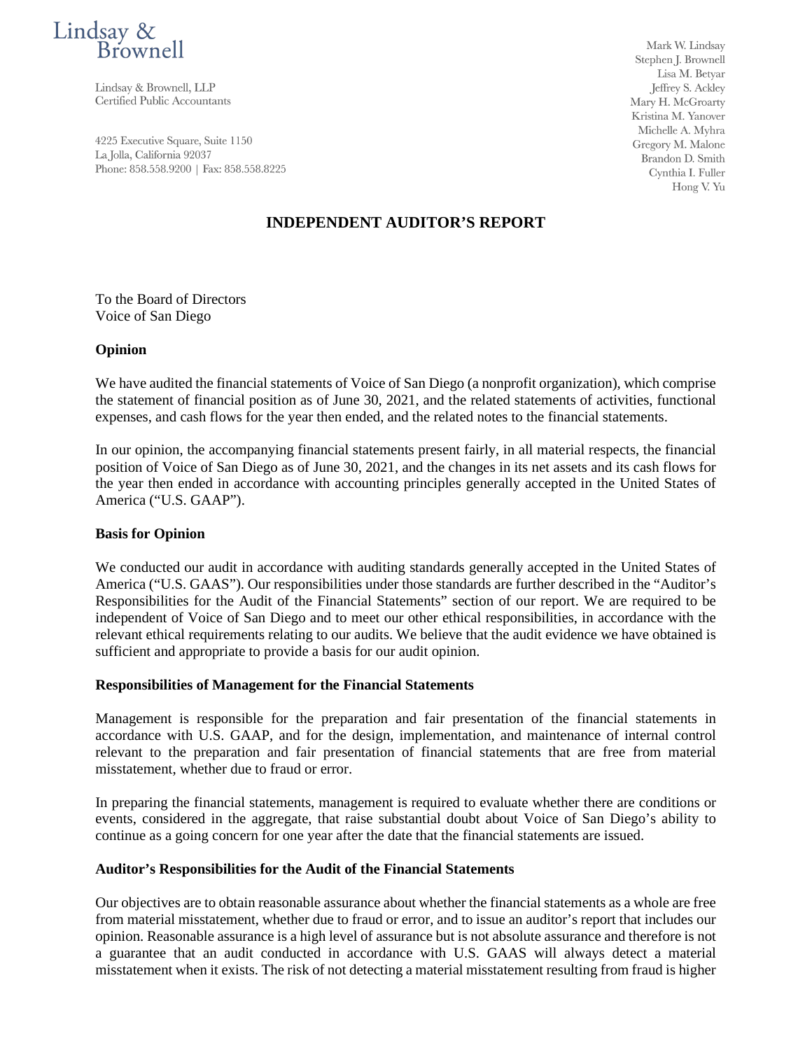Lindsay & Brownell

Lindsay & Brownell, LLP
Certified Public Accountants

4225 Executive Square, Suite 1150
La Jolla, California 92037
Phone: 858.558.9200 | Fax: 858.558.8225

Mark W. Lindsay
Stephen J. Brownell
Lisa M. Betyar
Jeffrey S. Ackley
Mary H. McGroarty
Kristina M. Yanover
Michelle A. Myhra
Gregory M. Malone
Brandon D. Smith
Cynthia I. Fuller
Hong V. Yu

# INDEPENDENT AUDITOR'S REPORT

To the Board of Directors
Voice of San Diego

**Opinion**

We have audited the financial statements of Voice of San Diego (a nonprofit organization), which comprise the statement of financial position as of June 30, 2021, and the related statements of activities, functional expenses, and cash flows for the year then ended, and the related notes to the financial statements.

In our opinion, the accompanying financial statements present fairly, in all material respects, the financial position of Voice of San Diego as of June 30, 2021, and the changes in its net assets and its cash flows for the year then ended in accordance with accounting principles generally accepted in the United States of America ("U.S. GAAP").

**Basis for Opinion**

We conducted our audit in accordance with auditing standards generally accepted in the United States of America ("U.S. GAAS"). Our responsibilities under those standards are further described in the "Auditor's Responsibilities for the Audit of the Financial Statements" section of our report. We are required to be independent of Voice of San Diego and to meet our other ethical responsibilities, in accordance with the relevant ethical requirements relating to our audits. We believe that the audit evidence we have obtained is sufficient and appropriate to provide a basis for our audit opinion.

**Responsibilities of Management for the Financial Statements**

Management is responsible for the preparation and fair presentation of the financial statements in accordance with U.S. GAAP, and for the design, implementation, and maintenance of internal control relevant to the preparation and fair presentation of financial statements that are free from material misstatement, whether due to fraud or error.

In preparing the financial statements, management is required to evaluate whether there are conditions or events, considered in the aggregate, that raise substantial doubt about Voice of San Diego's ability to continue as a going concern for one year after the date that the financial statements are issued.

**Auditor's Responsibilities for the Audit of the Financial Statements**

Our objectives are to obtain reasonable assurance about whether the financial statements as a whole are free from material misstatement, whether due to fraud or error, and to issue an auditor's report that includes our opinion. Reasonable assurance is a high level of assurance but is not absolute assurance and therefore is not a guarantee that an audit conducted in accordance with U.S. GAAS will always detect a material misstatement when it exists. The risk of not detecting a material misstatement resulting from fraud is higher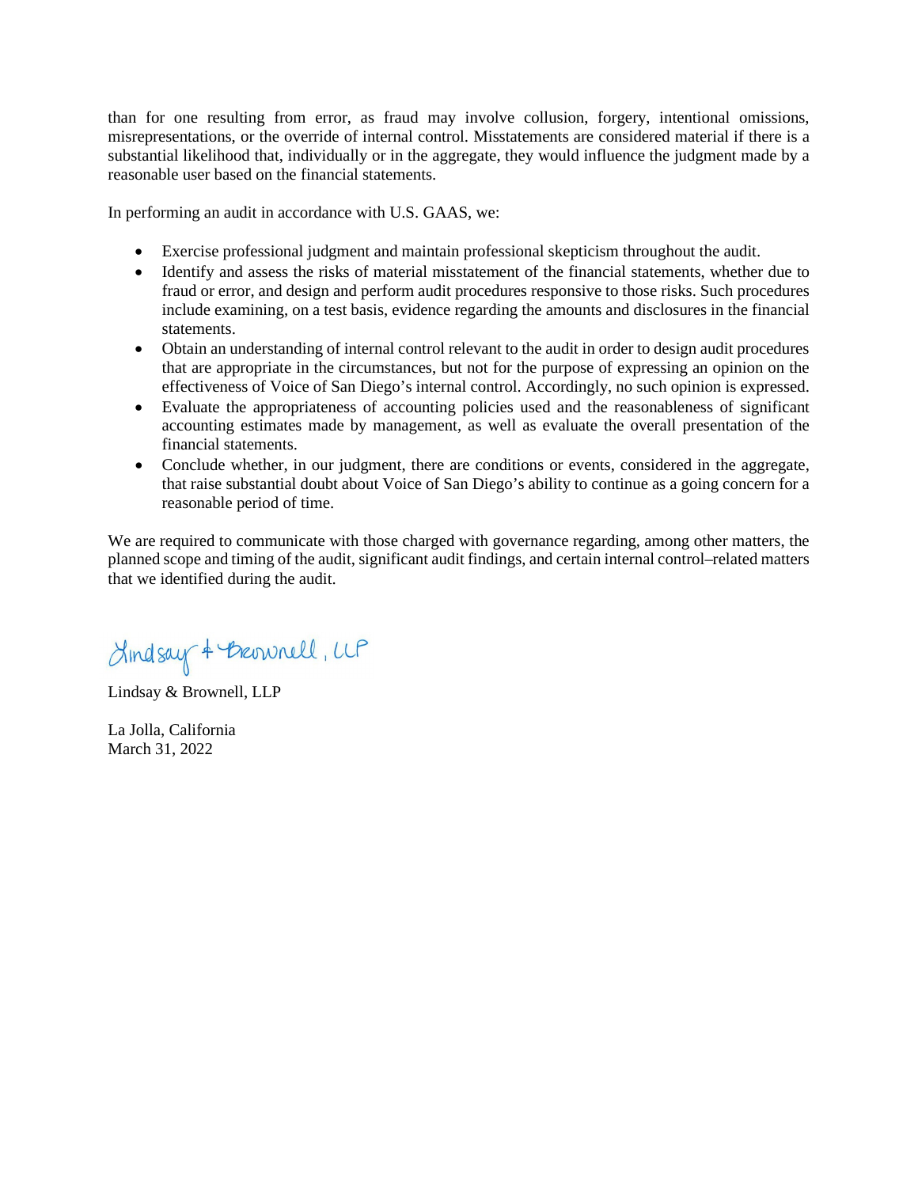than for one resulting from error, as fraud may involve collusion, forgery, intentional omissions, misrepresentations, or the override of internal control. Misstatements are considered material if there is a substantial likelihood that, individually or in the aggregate, they would influence the judgment made by a reasonable user based on the financial statements.

In performing an audit in accordance with U.S. GAAS, we:

- Exercise professional judgment and maintain professional skepticism throughout the audit.
- Identify and assess the risks of material misstatement of the financial statements, whether due to fraud or error, and design and perform audit procedures responsive to those risks. Such procedures include examining, on a test basis, evidence regarding the amounts and disclosures in the financial statements.
- Obtain an understanding of internal control relevant to the audit in order to design audit procedures that are appropriate in the circumstances, but not for the purpose of expressing an opinion on the effectiveness of Voice of San Diego's internal control. Accordingly, no such opinion is expressed.
- Evaluate the appropriateness of accounting policies used and the reasonableness of significant accounting estimates made by management, as well as evaluate the overall presentation of the financial statements.
- Conclude whether, in our judgment, there are conditions or events, considered in the aggregate, that raise substantial doubt about Voice of San Diego's ability to continue as a going concern for a reasonable period of time.

We are required to communicate with those charged with governance regarding, among other matters, the planned scope and timing of the audit, significant audit findings, and certain internal control–related matters that we identified during the audit.

*Lindsay & Brownell, LLP*

Lindsay & Brownell, LLP

La Jolla, California
March 31, 2022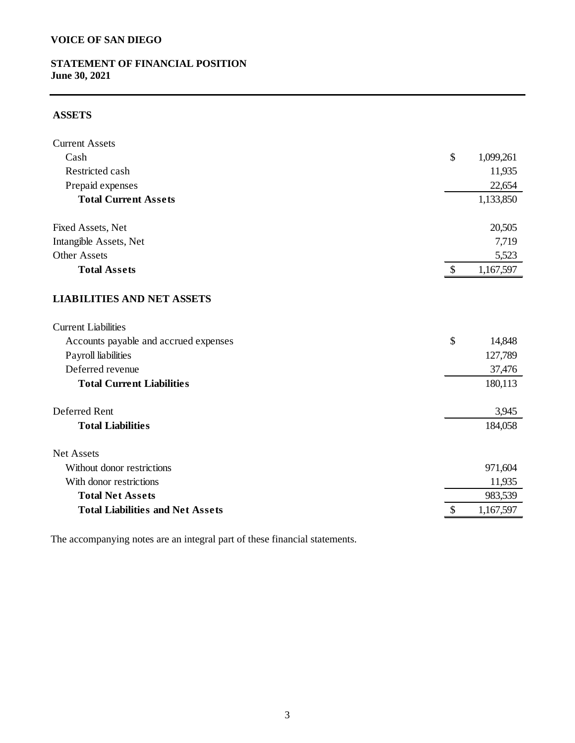**VOICE OF SAN DIEGO**

**STATEMENT OF FINANCIAL POSITION**
**June 30, 2021**

## ASSETS

| | |
|---|---|
| Current Assets | |
| Cash | $ 1,099,261 |
| Restricted cash | 11,935 |
| Prepaid expenses | 22,654 |
| **Total Current Assets** | 1,133,850 |
| | |
| Fixed Assets, Net | 20,505 |
| Intangible Assets, Net | 7,719 |
| Other Assets | 5,523 |
| **Total Assets** | $ 1,167,597 |

## LIABILITIES AND NET ASSETS

| | |
|---|---|
| Current Liabilities | |
| Accounts payable and accrued expenses | $ 14,848 |
| Payroll liabilities | 127,789 |
| Deferred revenue | 37,476 |
| **Total Current Liabilities** | 180,113 |
| | |
| Deferred Rent | 3,945 |
| **Total Liabilities** | 184,058 |
| | |
| Net Assets | |
| Without donor restrictions | 971,604 |
| With donor restrictions | 11,935 |
| **Total Net Assets** | 983,539 |
| **Total Liabilities and Net Assets** | $ 1,167,597 |

The accompanying notes are an integral part of these financial statements.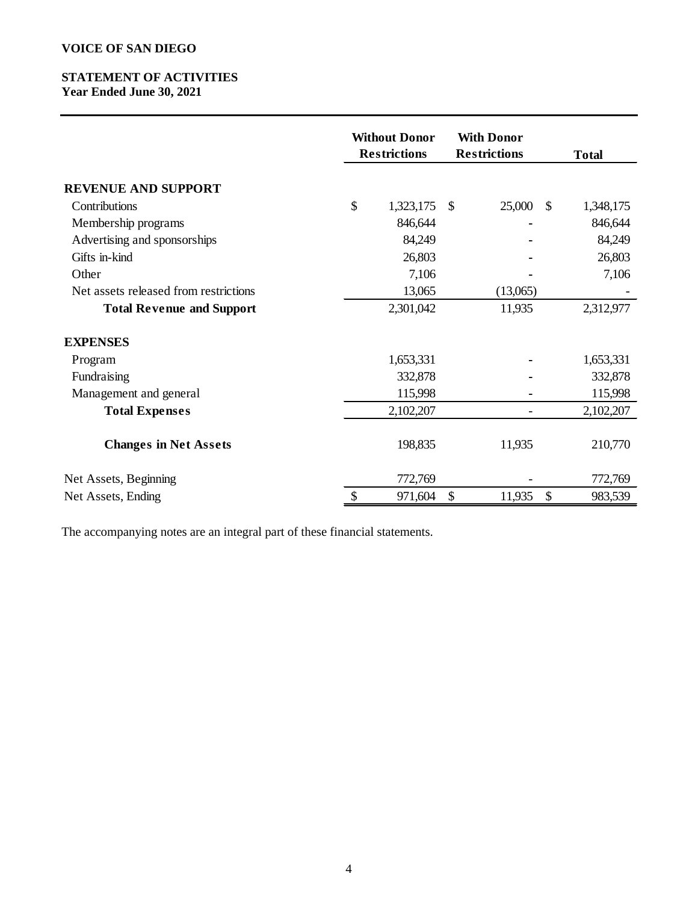**VOICE OF SAN DIEGO**

**STATEMENT OF ACTIVITIES**
**Year Ended June 30, 2021**

| | Without Donor Restrictions | With Donor Restrictions | Total |
|---|---|---|---|
| **REVENUE AND SUPPORT** | | | |
| Contributions | $ 1,323,175 | $ 25,000 | $ 1,348,175 |
| Membership programs | 846,644 | - | 846,644 |
| Advertising and sponsorships | 84,249 | - | 84,249 |
| Gifts in-kind | 26,803 | - | 26,803 |
| Other | 7,106 | - | 7,106 |
| Net assets released from restrictions | 13,065 | (13,065) | - |
| **Total Revenue and Support** | 2,301,042 | 11,935 | 2,312,977 |
| **EXPENSES** | | | |
| Program | 1,653,331 | - | 1,653,331 |
| Fundraising | 332,878 | - | 332,878 |
| Management and general | 115,998 | - | 115,998 |
| **Total Expenses** | 2,102,207 | - | 2,102,207 |
| **Changes in Net Assets** | 198,835 | 11,935 | 210,770 |
| Net Assets, Beginning | 772,769 | - | 772,769 |
| Net Assets, Ending | $ 971,604 | $ 11,935 | $ 983,539 |

The accompanying notes are an integral part of these financial statements.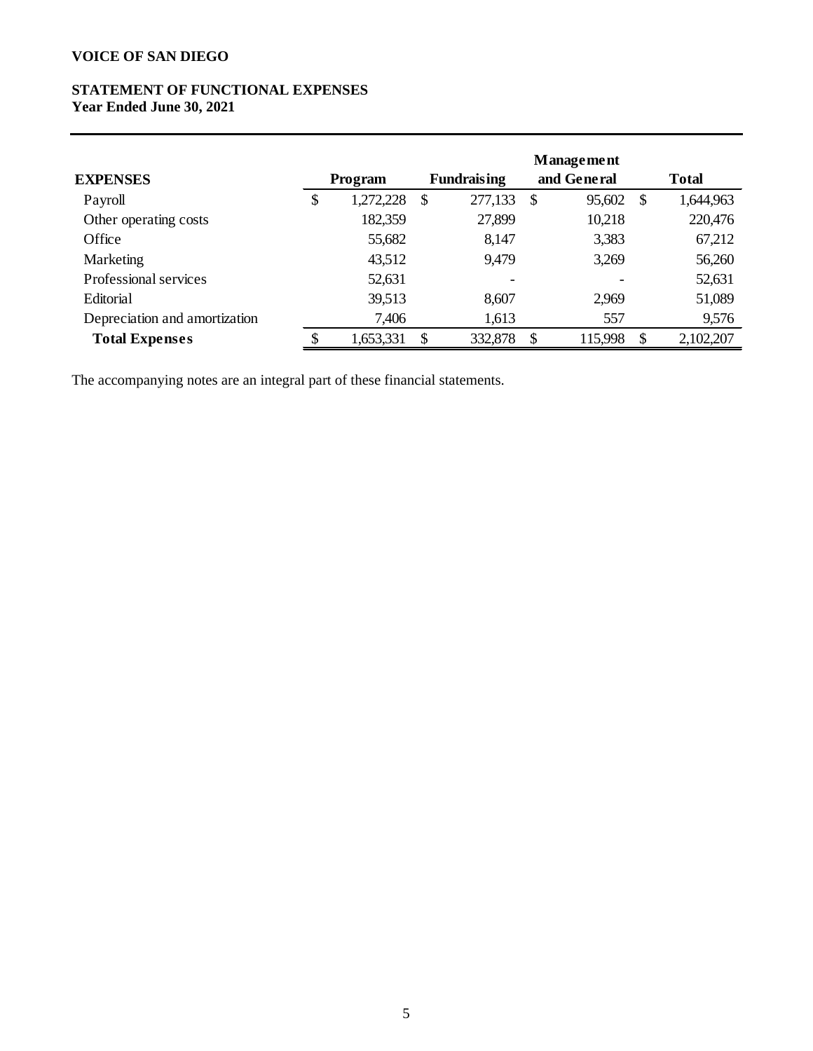**VOICE OF SAN DIEGO**

**STATEMENT OF FUNCTIONAL EXPENSES**
**Year Ended June 30, 2021**

| EXPENSES | Program | Fundraising | Management and General | Total |
|---|---|---|---|---|
| Payroll | $ 1,272,228 | $ 277,133 | $ 95,602 | $ 1,644,963 |
| Other operating costs | 182,359 | 27,899 | 10,218 | 220,476 |
| Office | 55,682 | 8,147 | 3,383 | 67,212 |
| Marketing | 43,512 | 9,479 | 3,269 | 56,260 |
| Professional services | 52,631 | - | - | 52,631 |
| Editorial | 39,513 | 8,607 | 2,969 | 51,089 |
| Depreciation and amortization | 7,406 | 1,613 | 557 | 9,576 |
| **Total Expenses** | $ 1,653,331 | $ 332,878 | $ 115,998 | $ 2,102,207 |

The accompanying notes are an integral part of these financial statements.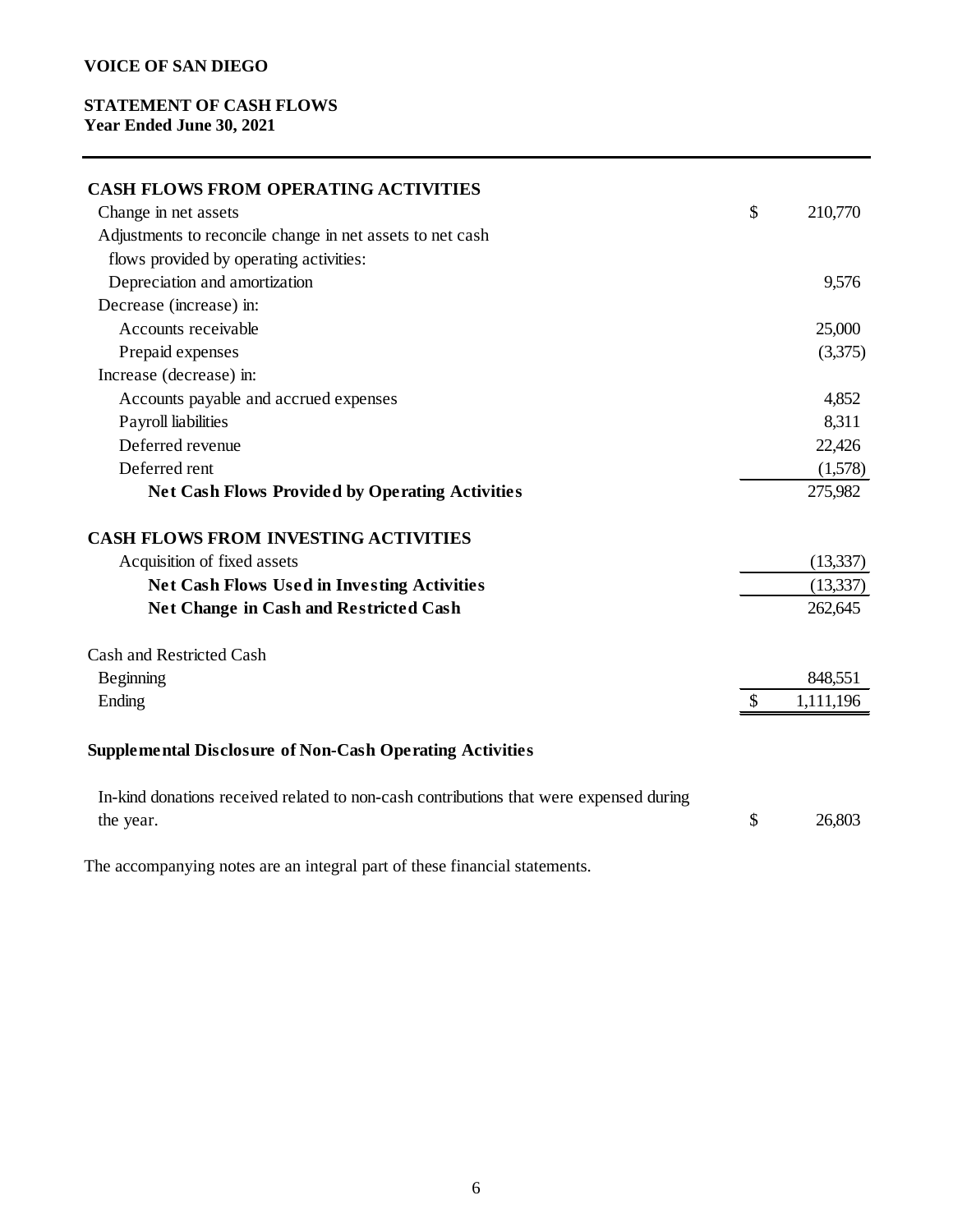**VOICE OF SAN DIEGO**

**STATEMENT OF CASH FLOWS**
**Year Ended June 30, 2021**

| | | |
|---|---|---|
| **CASH FLOWS FROM OPERATING ACTIVITIES** | | |
| Change in net assets | $ | 210,770 |
| Adjustments to reconcile change in net assets to net cash flows provided by operating activities: | | |
| Depreciation and amortization | | 9,576 |
| Decrease (increase) in: | | |
| Accounts receivable | | 25,000 |
| Prepaid expenses | | (3,375) |
| Increase (decrease) in: | | |
| Accounts payable and accrued expenses | | 4,852 |
| Payroll liabilities | | 8,311 |
| Deferred revenue | | 22,426 |
| Deferred rent | | (1,578) |
| **Net Cash Flows Provided by Operating Activities** | | 275,982 |
| **CASH FLOWS FROM INVESTING ACTIVITIES** | | |
| Acquisition of fixed assets | | (13,337) |
| **Net Cash Flows Used in Investing Activities** | | (13,337) |
| **Net Change in Cash and Restricted Cash** | | 262,645 |
| Cash and Restricted Cash | | |
| Beginning | | 848,551 |
| Ending | $ | 1,111,196 |

**Supplemental Disclosure of Non-Cash Operating Activities**

| | | |
|---|---|---|
| In-kind donations received related to non-cash contributions that were expensed during the year. | $ | 26,803 |

The accompanying notes are an integral part of these financial statements.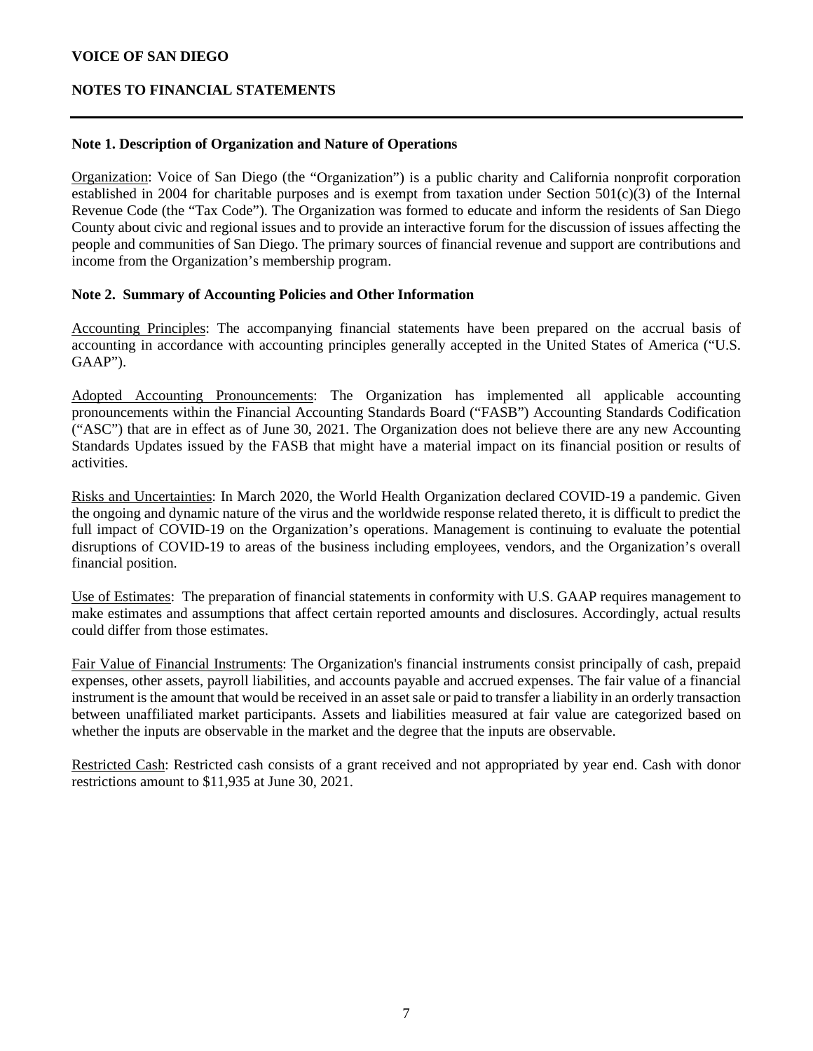**VOICE OF SAN DIEGO**

**NOTES TO FINANCIAL STATEMENTS**

---

### Note 1. Description of Organization and Nature of Operations

Organization: Voice of San Diego (the "Organization") is a public charity and California nonprofit corporation established in 2004 for charitable purposes and is exempt from taxation under Section 501(c)(3) of the Internal Revenue Code (the "Tax Code"). The Organization was formed to educate and inform the residents of San Diego County about civic and regional issues and to provide an interactive forum for the discussion of issues affecting the people and communities of San Diego. The primary sources of financial revenue and support are contributions and income from the Organization's membership program.

### Note 2. Summary of Accounting Policies and Other Information

Accounting Principles: The accompanying financial statements have been prepared on the accrual basis of accounting in accordance with accounting principles generally accepted in the United States of America ("U.S. GAAP").

Adopted Accounting Pronouncements: The Organization has implemented all applicable accounting pronouncements within the Financial Accounting Standards Board ("FASB") Accounting Standards Codification ("ASC") that are in effect as of June 30, 2021. The Organization does not believe there are any new Accounting Standards Updates issued by the FASB that might have a material impact on its financial position or results of activities.

Risks and Uncertainties: In March 2020, the World Health Organization declared COVID-19 a pandemic. Given the ongoing and dynamic nature of the virus and the worldwide response related thereto, it is difficult to predict the full impact of COVID-19 on the Organization's operations. Management is continuing to evaluate the potential disruptions of COVID-19 to areas of the business including employees, vendors, and the Organization's overall financial position.

Use of Estimates: The preparation of financial statements in conformity with U.S. GAAP requires management to make estimates and assumptions that affect certain reported amounts and disclosures. Accordingly, actual results could differ from those estimates.

Fair Value of Financial Instruments: The Organization's financial instruments consist principally of cash, prepaid expenses, other assets, payroll liabilities, and accounts payable and accrued expenses. The fair value of a financial instrument is the amount that would be received in an asset sale or paid to transfer a liability in an orderly transaction between unaffiliated market participants. Assets and liabilities measured at fair value are categorized based on whether the inputs are observable in the market and the degree that the inputs are observable.

Restricted Cash: Restricted cash consists of a grant received and not appropriated by year end. Cash with donor restrictions amount to $11,935 at June 30, 2021.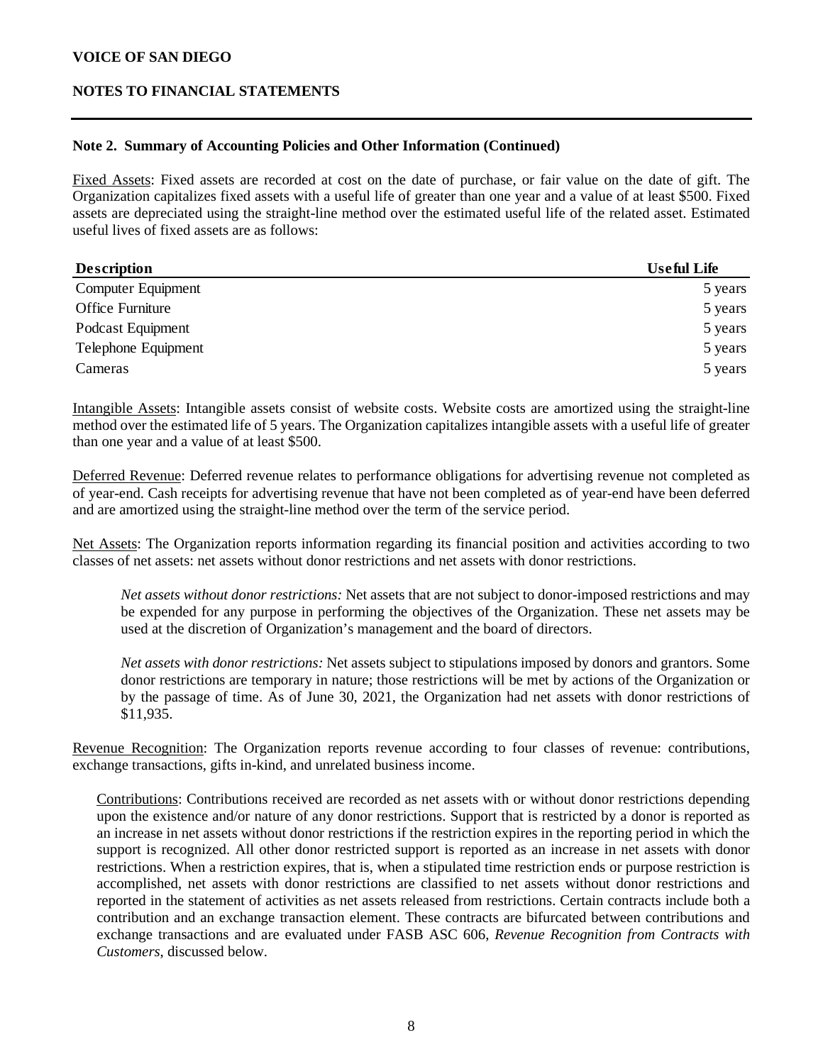### Note 2. Summary of Accounting Policies and Other Information (Continued)

Fixed Assets: Fixed assets are recorded at cost on the date of purchase, or fair value on the date of gift. The Organization capitalizes fixed assets with a useful life of greater than one year and a value of at least $500. Fixed assets are depreciated using the straight-line method over the estimated useful life of the related asset. Estimated useful lives of fixed assets are as follows:

| Description | Useful Life |
|---|---|
| Computer Equipment | 5 years |
| Office Furniture | 5 years |
| Podcast Equipment | 5 years |
| Telephone Equipment | 5 years |
| Cameras | 5 years |

Intangible Assets: Intangible assets consist of website costs. Website costs are amortized using the straight-line method over the estimated life of 5 years. The Organization capitalizes intangible assets with a useful life of greater than one year and a value of at least $500.

Deferred Revenue: Deferred revenue relates to performance obligations for advertising revenue not completed as of year-end. Cash receipts for advertising revenue that have not been completed as of year-end have been deferred and are amortized using the straight-line method over the term of the service period.

Net Assets: The Organization reports information regarding its financial position and activities according to two classes of net assets: net assets without donor restrictions and net assets with donor restrictions.

*Net assets without donor restrictions:* Net assets that are not subject to donor-imposed restrictions and may be expended for any purpose in performing the objectives of the Organization. These net assets may be used at the discretion of Organization's management and the board of directors.

*Net assets with donor restrictions:* Net assets subject to stipulations imposed by donors and grantors. Some donor restrictions are temporary in nature; those restrictions will be met by actions of the Organization or by the passage of time. As of June 30, 2021, the Organization had net assets with donor restrictions of $11,935.

Revenue Recognition: The Organization reports revenue according to four classes of revenue: contributions, exchange transactions, gifts in-kind, and unrelated business income.

Contributions: Contributions received are recorded as net assets with or without donor restrictions depending upon the existence and/or nature of any donor restrictions. Support that is restricted by a donor is reported as an increase in net assets without donor restrictions if the restriction expires in the reporting period in which the support is recognized. All other donor restricted support is reported as an increase in net assets with donor restrictions. When a restriction expires, that is, when a stipulated time restriction ends or purpose restriction is accomplished, net assets with donor restrictions are classified to net assets without donor restrictions and reported in the statement of activities as net assets released from restrictions. Certain contracts include both a contribution and an exchange transaction element. These contracts are bifurcated between contributions and exchange transactions and are evaluated under FASB ASC 606, *Revenue Recognition from Contracts with Customers*, discussed below.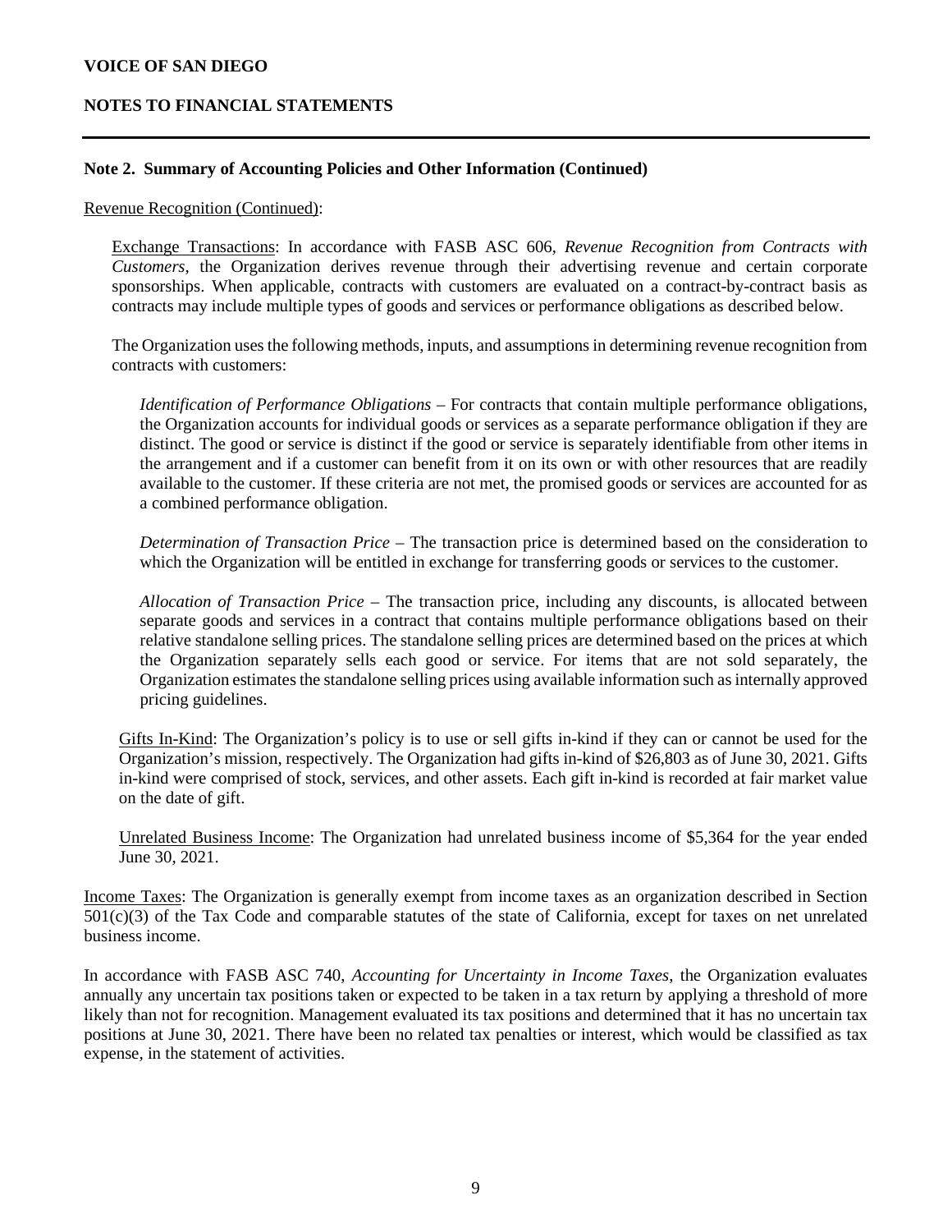**VOICE OF SAN DIEGO**

**NOTES TO FINANCIAL STATEMENTS**

---

**Note 2. Summary of Accounting Policies and Other Information (Continued)**

Revenue Recognition (Continued):

Exchange Transactions: In accordance with FASB ASC 606, *Revenue Recognition from Contracts with Customers*, the Organization derives revenue through their advertising revenue and certain corporate sponsorships. When applicable, contracts with customers are evaluated on a contract-by-contract basis as contracts may include multiple types of goods and services or performance obligations as described below.

The Organization uses the following methods, inputs, and assumptions in determining revenue recognition from contracts with customers:

*Identification of Performance Obligations* – For contracts that contain multiple performance obligations, the Organization accounts for individual goods or services as a separate performance obligation if they are distinct. The good or service is distinct if the good or service is separately identifiable from other items in the arrangement and if a customer can benefit from it on its own or with other resources that are readily available to the customer. If these criteria are not met, the promised goods or services are accounted for as a combined performance obligation.

*Determination of Transaction Price* – The transaction price is determined based on the consideration to which the Organization will be entitled in exchange for transferring goods or services to the customer.

*Allocation of Transaction Price* – The transaction price, including any discounts, is allocated between separate goods and services in a contract that contains multiple performance obligations based on their relative standalone selling prices. The standalone selling prices are determined based on the prices at which the Organization separately sells each good or service. For items that are not sold separately, the Organization estimates the standalone selling prices using available information such as internally approved pricing guidelines.

Gifts In-Kind: The Organization's policy is to use or sell gifts in-kind if they can or cannot be used for the Organization's mission, respectively. The Organization had gifts in-kind of $26,803 as of June 30, 2021. Gifts in-kind were comprised of stock, services, and other assets. Each gift in-kind is recorded at fair market value on the date of gift.

Unrelated Business Income: The Organization had unrelated business income of $5,364 for the year ended June 30, 2021.

Income Taxes: The Organization is generally exempt from income taxes as an organization described in Section 501(c)(3) of the Tax Code and comparable statutes of the state of California, except for taxes on net unrelated business income.

In accordance with FASB ASC 740, *Accounting for Uncertainty in Income Taxes*, the Organization evaluates annually any uncertain tax positions taken or expected to be taken in a tax return by applying a threshold of more likely than not for recognition. Management evaluated its tax positions and determined that it has no uncertain tax positions at June 30, 2021. There have been no related tax penalties or interest, which would be classified as tax expense, in the statement of activities.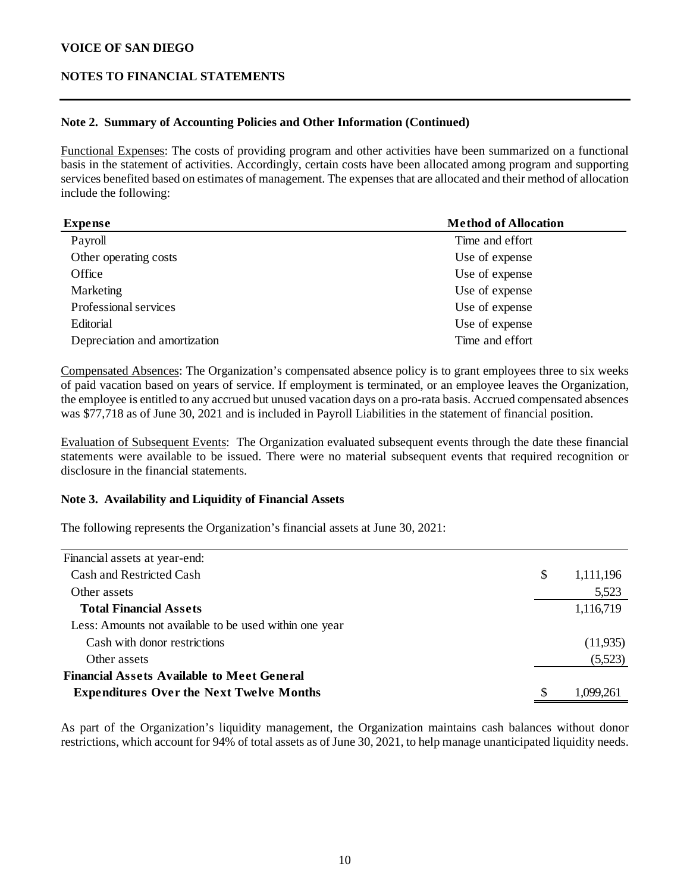## Note 2. Summary of Accounting Policies and Other Information (Continued)

Functional Expenses: The costs of providing program and other activities have been summarized on a functional basis in the statement of activities. Accordingly, certain costs have been allocated among program and supporting services benefited based on estimates of management. The expenses that are allocated and their method of allocation include the following:

| Expense | Method of Allocation |
|---|---|
| Payroll | Time and effort |
| Other operating costs | Use of expense |
| Office | Use of expense |
| Marketing | Use of expense |
| Professional services | Use of expense |
| Editorial | Use of expense |
| Depreciation and amortization | Time and effort |

Compensated Absences: The Organization's compensated absence policy is to grant employees three to six weeks of paid vacation based on years of service. If employment is terminated, or an employee leaves the Organization, the employee is entitled to any accrued but unused vacation days on a pro-rata basis. Accrued compensated absences was $77,718 as of June 30, 2021 and is included in Payroll Liabilities in the statement of financial position.

Evaluation of Subsequent Events: The Organization evaluated subsequent events through the date these financial statements were available to be issued. There were no material subsequent events that required recognition or disclosure in the financial statements.

## Note 3. Availability and Liquidity of Financial Assets

The following represents the Organization's financial assets at June 30, 2021:

| | |
|---|---|
| Financial assets at year-end: | |
| Cash and Restricted Cash | $ 1,111,196 |
| Other assets | 5,523 |
| **Total Financial Assets** | 1,116,719 |
| Less: Amounts not available to be used within one year | |
| Cash with donor restrictions | (11,935) |
| Other assets | (5,523) |
| **Financial Assets Available to Meet General Expenditures Over the Next Twelve Months** | $ 1,099,261 |

As part of the Organization's liquidity management, the Organization maintains cash balances without donor restrictions, which account for 94% of total assets as of June 30, 2021, to help manage unanticipated liquidity needs.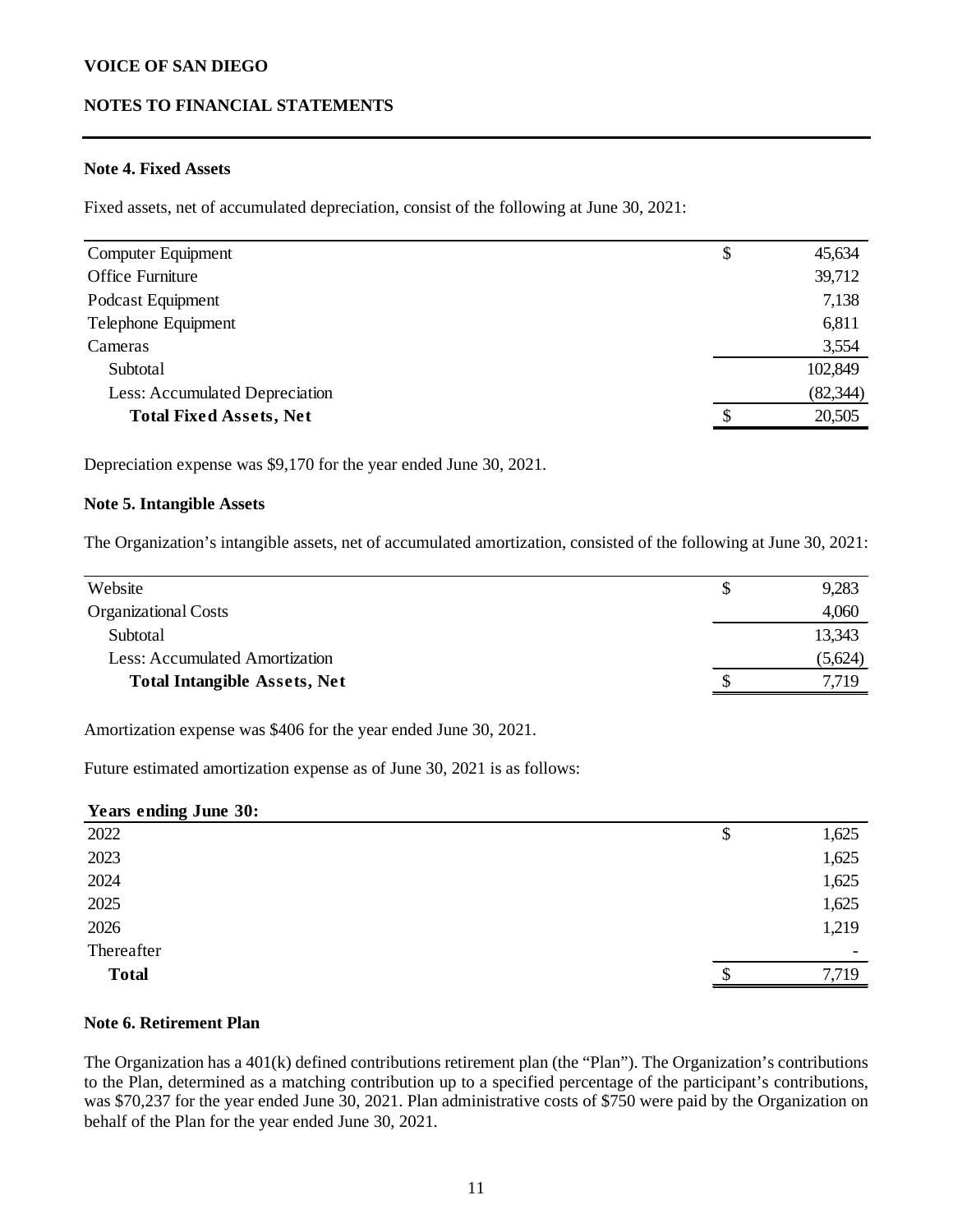# VOICE OF SAN DIEGO

## NOTES TO FINANCIAL STATEMENTS

### Note 4. Fixed Assets

Fixed assets, net of accumulated depreciation, consist of the following at June 30, 2021:

| | |
|---|---|
| Computer Equipment | $ 45,634 |
| Office Furniture | 39,712 |
| Podcast Equipment | 7,138 |
| Telephone Equipment | 6,811 |
| Cameras | 3,554 |
| Subtotal | 102,849 |
| Less: Accumulated Depreciation | (82,344) |
| **Total Fixed Assets, Net** | $ 20,505 |

Depreciation expense was $9,170 for the year ended June 30, 2021.

### Note 5. Intangible Assets

The Organization's intangible assets, net of accumulated amortization, consisted of the following at June 30, 2021:

| | |
|---|---|
| Website | $ 9,283 |
| Organizational Costs | 4,060 |
| Subtotal | 13,343 |
| Less: Accumulated Amortization | (5,624) |
| **Total Intangible Assets, Net** | $ 7,719 |

Amortization expense was $406 for the year ended June 30, 2021.

Future estimated amortization expense as of June 30, 2021 is as follows:

| **Years ending June 30:** | |
|---|---|
| 2022 | $ 1,625 |
| 2023 | 1,625 |
| 2024 | 1,625 |
| 2025 | 1,625 |
| 2026 | 1,219 |
| Thereafter | - |
| **Total** | $ 7,719 |

### Note 6. Retirement Plan

The Organization has a 401(k) defined contributions retirement plan (the "Plan"). The Organization's contributions to the Plan, determined as a matching contribution up to a specified percentage of the participant's contributions, was $70,237 for the year ended June 30, 2021. Plan administrative costs of $750 were paid by the Organization on behalf of the Plan for the year ended June 30, 2021.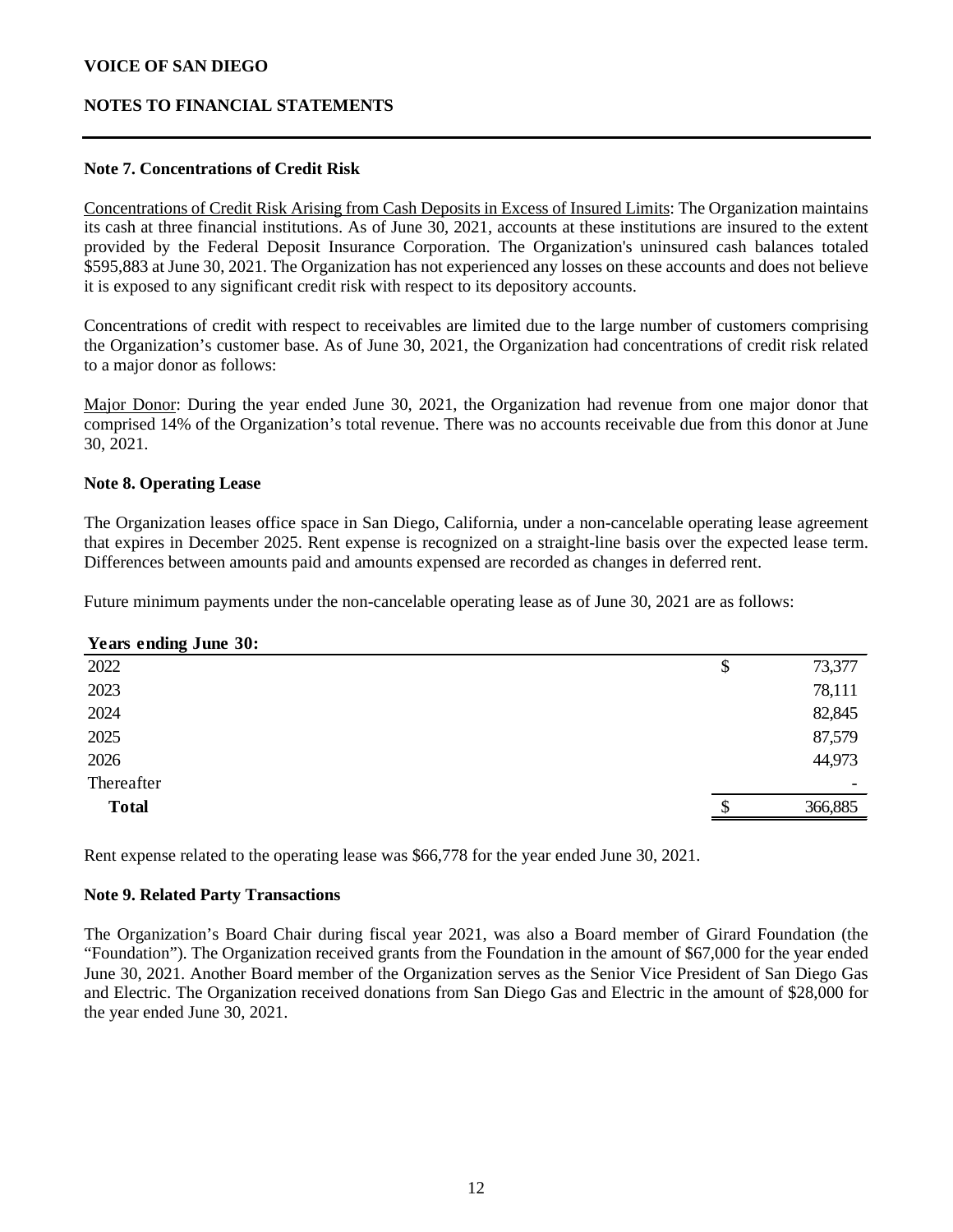**VOICE OF SAN DIEGO**

**NOTES TO FINANCIAL STATEMENTS**

### Note 7. Concentrations of Credit Risk

Concentrations of Credit Risk Arising from Cash Deposits in Excess of Insured Limits: The Organization maintains its cash at three financial institutions. As of June 30, 2021, accounts at these institutions are insured to the extent provided by the Federal Deposit Insurance Corporation. The Organization's uninsured cash balances totaled $595,883 at June 30, 2021. The Organization has not experienced any losses on these accounts and does not believe it is exposed to any significant credit risk with respect to its depository accounts.

Concentrations of credit with respect to receivables are limited due to the large number of customers comprising the Organization's customer base. As of June 30, 2021, the Organization had concentrations of credit risk related to a major donor as follows:

Major Donor: During the year ended June 30, 2021, the Organization had revenue from one major donor that comprised 14% of the Organization's total revenue. There was no accounts receivable due from this donor at June 30, 2021.

### Note 8. Operating Lease

The Organization leases office space in San Diego, California, under a non-cancelable operating lease agreement that expires in December 2025. Rent expense is recognized on a straight-line basis over the expected lease term. Differences between amounts paid and amounts expensed are recorded as changes in deferred rent.

Future minimum payments under the non-cancelable operating lease as of June 30, 2021 are as follows:

| Years ending June 30: | |
|---|---|
| 2022 | $ 73,377 |
| 2023 | 78,111 |
| 2024 | 82,845 |
| 2025 | 87,579 |
| 2026 | 44,973 |
| Thereafter | - |
| **Total** | $ 366,885 |

Rent expense related to the operating lease was $66,778 for the year ended June 30, 2021.

### Note 9. Related Party Transactions

The Organization's Board Chair during fiscal year 2021, was also a Board member of Girard Foundation (the "Foundation"). The Organization received grants from the Foundation in the amount of $67,000 for the year ended June 30, 2021. Another Board member of the Organization serves as the Senior Vice President of San Diego Gas and Electric. The Organization received donations from San Diego Gas and Electric in the amount of $28,000 for the year ended June 30, 2021.